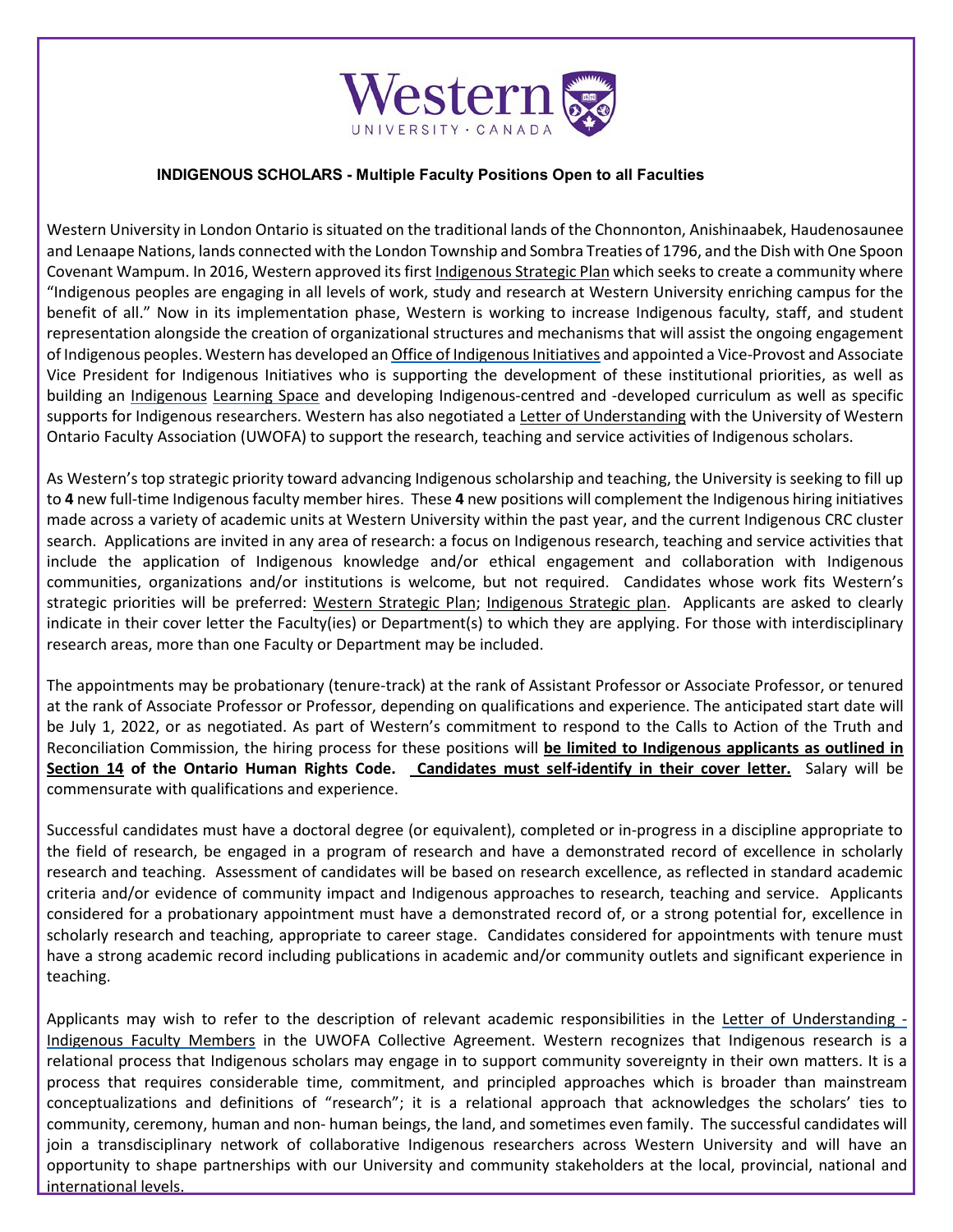# Western University · Canada

### INDIGENOUS SCHOLARS - Multiple Faculty Positions Open to all Faculties

Western University in London Ontario is situated on the traditional lands of the Chonnonton, Anishinaabek, Haudenosaunee and Lenaape Nations, lands connected with the London Township and Sombra Treaties of 1796, and the Dish with One Spoon Covenant Wampum. In 2016, Western approved its first Indigenous Strategic Plan which seeks to create a community where "Indigenous peoples are engaging in all levels of work, study and research at Western University enriching campus for the benefit of all." Now in its implementation phase, Western is working to increase Indigenous faculty, staff, and student representation alongside the creation of organizational structures and mechanisms that will assist the ongoing engagement of Indigenous peoples. Western has developed an Office of Indigenous Initiatives and appointed a Vice-Provost and Associate Vice President for Indigenous Initiatives who is supporting the development of these institutional priorities, as well as building an Indigenous Learning Space and developing Indigenous-centred and -developed curriculum as well as specific supports for Indigenous researchers. Western has also negotiated a Letter of Understanding with the University of Western Ontario Faculty Association (UWOFA) to support the research, teaching and service activities of Indigenous scholars.

As Western's top strategic priority toward advancing Indigenous scholarship and teaching, the University is seeking to fill up to **4** new full-time Indigenous faculty member hires. These **4** new positions will complement the Indigenous hiring initiatives made across a variety of academic units at Western University within the past year, and the current Indigenous CRC cluster search. Applications are invited in any area of research: a focus on Indigenous research, teaching and service activities that include the application of Indigenous knowledge and/or ethical engagement and collaboration with Indigenous communities, organizations and/or institutions is welcome, but not required. Candidates whose work fits Western's strategic priorities will be preferred: Western Strategic Plan; Indigenous Strategic plan. Applicants are asked to clearly indicate in their cover letter the Faculty(ies) or Department(s) to which they are applying. For those with interdisciplinary research areas, more than one Faculty or Department may be included.

The appointments may be probationary (tenure-track) at the rank of Assistant Professor or Associate Professor, or tenured at the rank of Associate Professor or Professor, depending on qualifications and experience. The anticipated start date will be July 1, 2022, or as negotiated. As part of Western's commitment to respond to the Calls to Action of the Truth and Reconciliation Commission, the hiring process for these positions will **be limited to Indigenous applicants as outlined in Section 14** of the Ontario Human Rights Code. **Candidates must self-identify in their cover letter.** Salary will be commensurate with qualifications and experience.

Successful candidates must have a doctoral degree (or equivalent), completed or in-progress in a discipline appropriate to the field of research, be engaged in a program of research and have a demonstrated record of excellence in scholarly research and teaching. Assessment of candidates will be based on research excellence, as reflected in standard academic criteria and/or evidence of community impact and Indigenous approaches to research, teaching and service. Applicants considered for a probationary appointment must have a demonstrated record of, or a strong potential for, excellence in scholarly research and teaching, appropriate to career stage. Candidates considered for appointments with tenure must have a strong academic record including publications in academic and/or community outlets and significant experience in teaching.

Applicants may wish to refer to the description of relevant academic responsibilities in the Letter of Understanding - Indigenous Faculty Members in the UWOFA Collective Agreement. Western recognizes that Indigenous research is a relational process that Indigenous scholars may engage in to support community sovereignty in their own matters. It is a process that requires considerable time, commitment, and principled approaches which is broader than mainstream conceptualizations and definitions of "research"; it is a relational approach that acknowledges the scholars' ties to community, ceremony, human and non- human beings, the land, and sometimes even family. The successful candidates will join a transdisciplinary network of collaborative Indigenous researchers across Western University and will have an opportunity to shape partnerships with our University and community stakeholders at the local, provincial, national and international levels.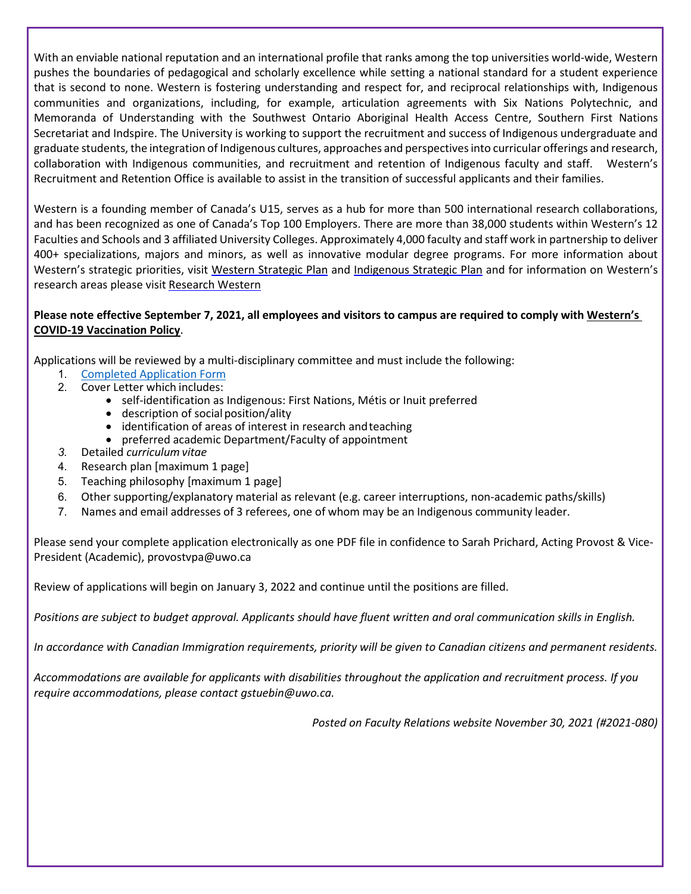With an enviable national reputation and an international profile that ranks among the top universities world-wide, Western pushes the boundaries of pedagogical and scholarly excellence while setting a national standard for a student experience that is second to none. Western is fostering understanding and respect for, and reciprocal relationships with, Indigenous communities and organizations, including, for example, articulation agreements with Six Nations Polytechnic, and Memoranda of Understanding with the Southwest Ontario Aboriginal Health Access Centre, Southern First Nations Secretariat and Indspire. The University is working to support the recruitment and success of Indigenous undergraduate and graduate students, the integration of Indigenous cultures, approaches and perspectives into curricular offerings and research, collaboration with Indigenous communities, and recruitment and retention of Indigenous faculty and staff. Western's Recruitment and Retention Office is available to assist in the transition of successful applicants and their families.

Western is a founding member of Canada's U15, serves as a hub for more than 500 international research collaborations, and has been recognized as one of Canada's Top 100 Employers. There are more than 38,000 students within Western's 12 Faculties and Schools and 3 affiliated University Colleges. Approximately 4,000 faculty and staff work in partnership to deliver 400+ specializations, majors and minors, as well as innovative modular degree programs. For more information about Western's strategic priorities, visit Western Strategic Plan and Indigenous Strategic Plan and for information on Western's research areas please visit Research Western

**Please note effective September 7, 2021, all employees and visitors to campus are required to comply with Western's COVID-19 Vaccination Policy**.

Applications will be reviewed by a multi-disciplinary committee and must include the following:

1. Completed Application Form
2. Cover Letter which includes:
   - self-identification as Indigenous: First Nations, Métis or Inuit preferred
   - description of social position/ality
   - identification of areas of interest in research and teaching
   - preferred academic Department/Faculty of appointment
3. Detailed *curriculum vitae*
4. Research plan [maximum 1 page]
5. Teaching philosophy [maximum 1 page]
6. Other supporting/explanatory material as relevant (e.g. career interruptions, non-academic paths/skills)
7. Names and email addresses of 3 referees, one of whom may be an Indigenous community leader.

Please send your complete application electronically as one PDF file in confidence to Sarah Prichard, Acting Provost & Vice-President (Academic), provostvpa@uwo.ca

Review of applications will begin on January 3, 2022 and continue until the positions are filled.

*Positions are subject to budget approval. Applicants should have fluent written and oral communication skills in English.*

*In accordance with Canadian Immigration requirements, priority will be given to Canadian citizens and permanent residents.*

*Accommodations are available for applicants with disabilities throughout the application and recruitment process. If you require accommodations, please contact gstuebin@uwo.ca.*

*Posted on Faculty Relations website November 30, 2021 (#2021-080)*